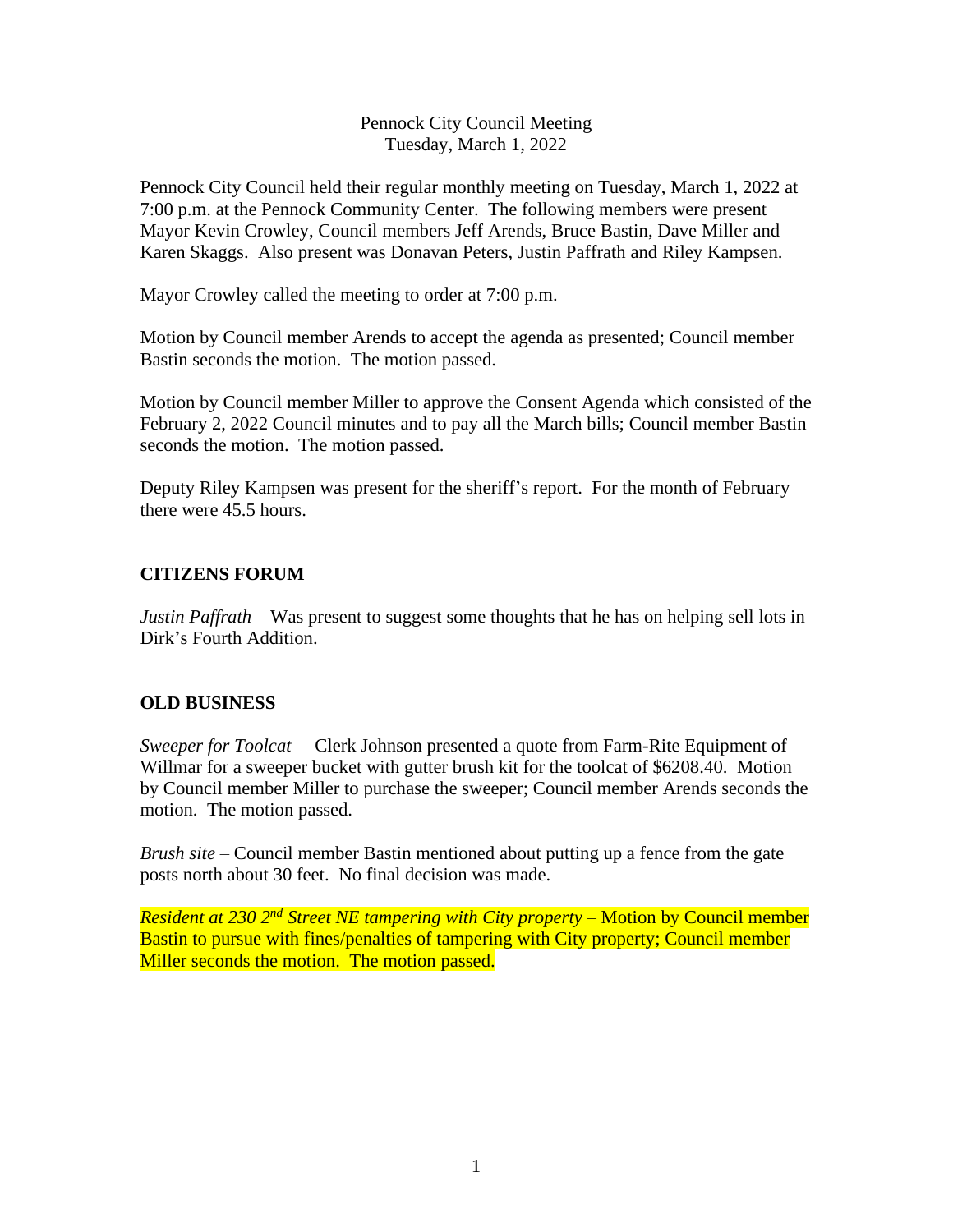Pennock City Council Meeting
Tuesday, March 1, 2022

Pennock City Council held their regular monthly meeting on Tuesday, March 1, 2022 at 7:00 p.m. at the Pennock Community Center. The following members were present Mayor Kevin Crowley, Council members Jeff Arends, Bruce Bastin, Dave Miller and Karen Skaggs. Also present was Donavan Peters, Justin Paffrath and Riley Kampsen.

Mayor Crowley called the meeting to order at 7:00 p.m.

Motion by Council member Arends to accept the agenda as presented; Council member Bastin seconds the motion. The motion passed.

Motion by Council member Miller to approve the Consent Agenda which consisted of the February 2, 2022 Council minutes and to pay all the March bills; Council member Bastin seconds the motion. The motion passed.

Deputy Riley Kampsen was present for the sheriff's report. For the month of February there were 45.5 hours.

**CITIZENS FORUM**

*Justin Paffrath* – Was present to suggest some thoughts that he has on helping sell lots in Dirk's Fourth Addition.

**OLD BUSINESS**

*Sweeper for Toolcat* – Clerk Johnson presented a quote from Farm-Rite Equipment of Willmar for a sweeper bucket with gutter brush kit for the toolcat of $6208.40. Motion by Council member Miller to purchase the sweeper; Council member Arends seconds the motion. The motion passed.

*Brush site* – Council member Bastin mentioned about putting up a fence from the gate posts north about 30 feet. No final decision was made.

*Resident at 230 2nd Street NE tampering with City property* – Motion by Council member Bastin to pursue with fines/penalties of tampering with City property; Council member Miller seconds the motion. The motion passed.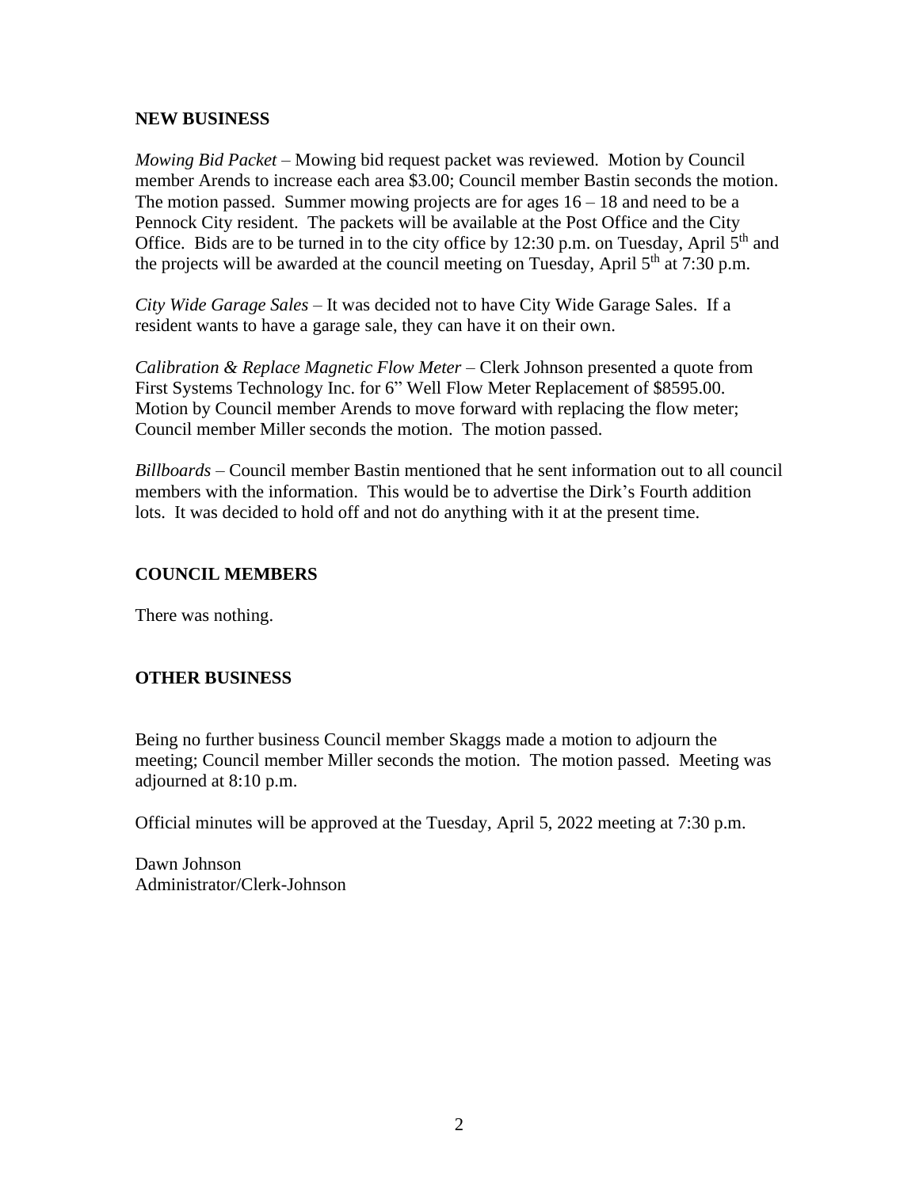## NEW BUSINESS

*Mowing Bid Packet* – Mowing bid request packet was reviewed. Motion by Council member Arends to increase each area $3.00; Council member Bastin seconds the motion. The motion passed. Summer mowing projects are for ages 16 – 18 and need to be a Pennock City resident. The packets will be available at the Post Office and the City Office. Bids are to be turned in to the city office by 12:30 p.m. on Tuesday, April 5th and the projects will be awarded at the council meeting on Tuesday, April 5th at 7:30 p.m.

*City Wide Garage Sales* – It was decided not to have City Wide Garage Sales. If a resident wants to have a garage sale, they can have it on their own.

*Calibration & Replace Magnetic Flow Meter* – Clerk Johnson presented a quote from First Systems Technology Inc. for 6" Well Flow Meter Replacement of $8595.00. Motion by Council member Arends to move forward with replacing the flow meter; Council member Miller seconds the motion. The motion passed.

*Billboards* – Council member Bastin mentioned that he sent information out to all council members with the information. This would be to advertise the Dirk's Fourth addition lots. It was decided to hold off and not do anything with it at the present time.

## COUNCIL MEMBERS

There was nothing.

## OTHER BUSINESS

Being no further business Council member Skaggs made a motion to adjourn the meeting; Council member Miller seconds the motion. The motion passed. Meeting was adjourned at 8:10 p.m.

Official minutes will be approved at the Tuesday, April 5, 2022 meeting at 7:30 p.m.

Dawn Johnson
Administrator/Clerk-Johnson